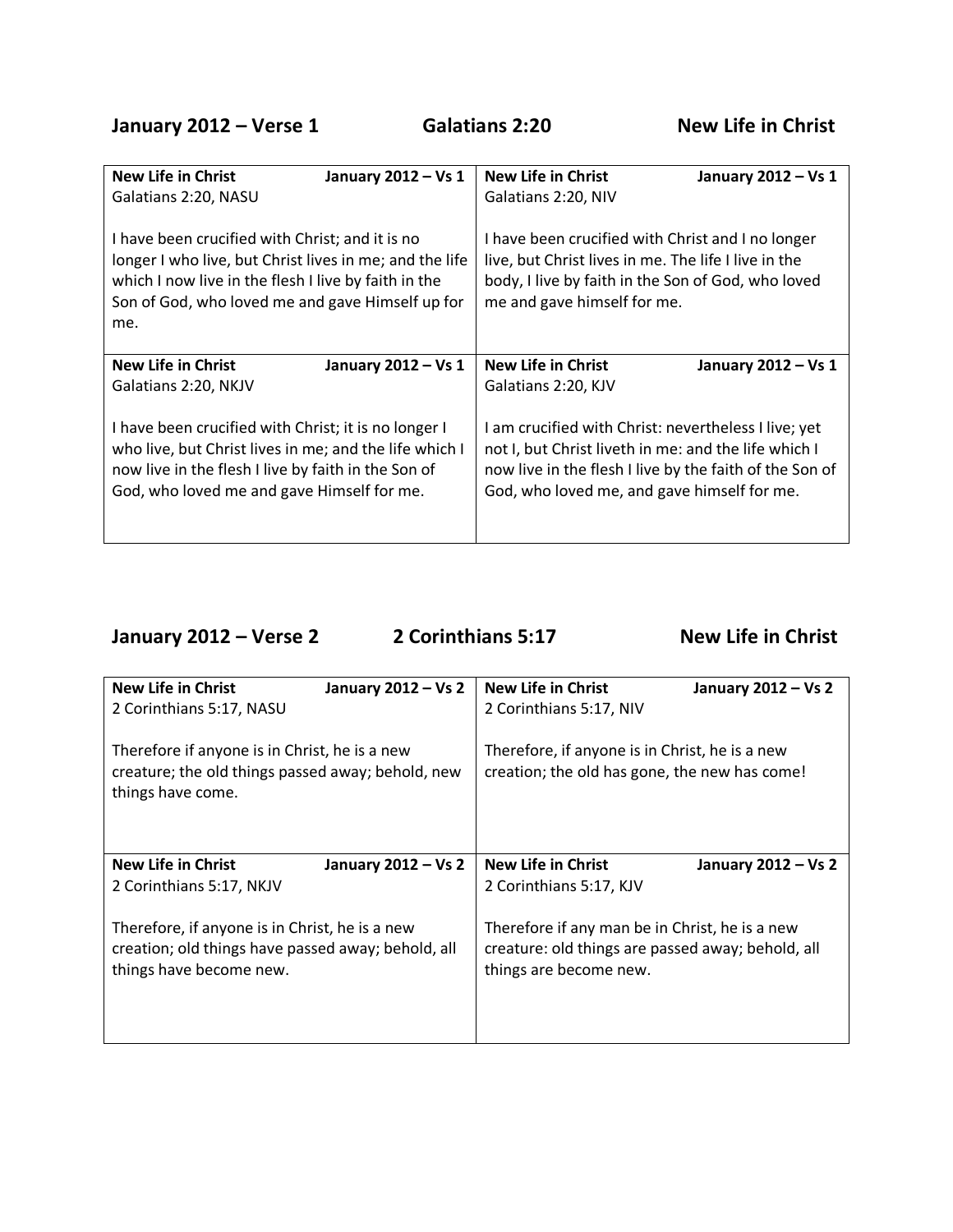## January 2012 – Verse 1 Galatians 2:20 New Life in Christ

| **New Life in Christ** **January 2012 – Vs 1**<br>Galatians 2:20, NASU<br><br>I have been crucified with Christ; and it is no longer I who live, but Christ lives in me; and the life which I now live in the flesh I live by faith in the Son of God, who loved me and gave Himself up for me. | **New Life in Christ** **January 2012 – Vs 1**<br>Galatians 2:20, NIV<br><br>I have been crucified with Christ and I no longer live, but Christ lives in me. The life I live in the body, I live by faith in the Son of God, who loved me and gave himself for me. |
|---|---|
| **New Life in Christ** **January 2012 – Vs 1**<br>Galatians 2:20, NKJV<br><br>I have been crucified with Christ; it is no longer I who live, but Christ lives in me; and the life which I now live in the flesh I live by faith in the Son of God, who loved me and gave Himself for me. | **New Life in Christ** **January 2012 – Vs 1**<br>Galatians 2:20, KJV<br><br>I am crucified with Christ: nevertheless I live; yet not I, but Christ liveth in me: and the life which I now live in the flesh I live by the faith of the Son of God, who loved me, and gave himself for me. |

## January 2012 – Verse 2 2 Corinthians 5:17 New Life in Christ

| **New Life in Christ** **January 2012 – Vs 2**<br>2 Corinthians 5:17, NASU<br><br>Therefore if anyone is in Christ, he is a new creature; the old things passed away; behold, new things have come. | **New Life in Christ** **January 2012 – Vs 2**<br>2 Corinthians 5:17, NIV<br><br>Therefore, if anyone is in Christ, he is a new creation; the old has gone, the new has come! |
|---|---|
| **New Life in Christ** **January 2012 – Vs 2**<br>2 Corinthians 5:17, NKJV<br><br>Therefore, if anyone is in Christ, he is a new creation; old things have passed away; behold, all things have become new. | **New Life in Christ** **January 2012 – Vs 2**<br>2 Corinthians 5:17, KJV<br><br>Therefore if any man be in Christ, he is a new creature: old things are passed away; behold, all things are become new. |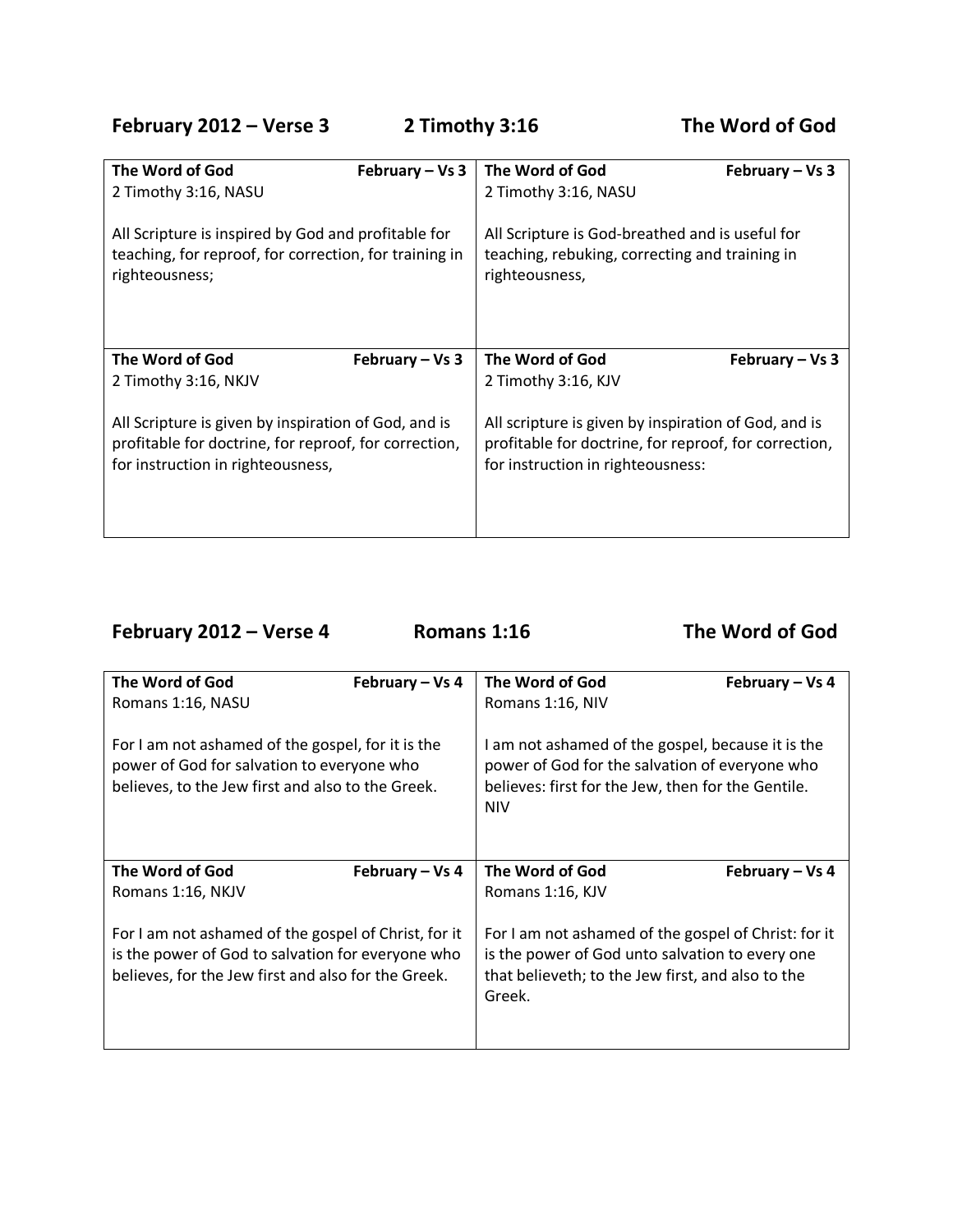## February 2012 – Verse 3 2 Timothy 3:16 The Word of God

| | |
|---|---|
| **The Word of God** **February – Vs 3**<br>2 Timothy 3:16, NASU<br><br>All Scripture is inspired by God and profitable for teaching, for reproof, for correction, for training in righteousness; | **The Word of God** **February – Vs 3**<br>2 Timothy 3:16, NASU<br><br>All Scripture is God-breathed and is useful for teaching, rebuking, correcting and training in righteousness, |
| **The Word of God** **February – Vs 3**<br>2 Timothy 3:16, NKJV<br><br>All Scripture is given by inspiration of God, and is profitable for doctrine, for reproof, for correction, for instruction in righteousness, | **The Word of God** **February – Vs 3**<br>2 Timothy 3:16, KJV<br><br>All scripture is given by inspiration of God, and is profitable for doctrine, for reproof, for correction, for instruction in righteousness: |

## February 2012 – Verse 4 Romans 1:16 The Word of God

| | |
|---|---|
| **The Word of God** **February – Vs 4**<br>Romans 1:16, NASU<br><br>For I am not ashamed of the gospel, for it is the power of God for salvation to everyone who believes, to the Jew first and also to the Greek. | **The Word of God** **February – Vs 4**<br>Romans 1:16, NIV<br><br>I am not ashamed of the gospel, because it is the power of God for the salvation of everyone who believes: first for the Jew, then for the Gentile. NIV |
| **The Word of God** **February – Vs 4**<br>Romans 1:16, NKJV<br><br>For I am not ashamed of the gospel of Christ, for it is the power of God to salvation for everyone who believes, for the Jew first and also for the Greek. | **The Word of God** **February – Vs 4**<br>Romans 1:16, KJV<br><br>For I am not ashamed of the gospel of Christ: for it is the power of God unto salvation to every one that believeth; to the Jew first, and also to the Greek. |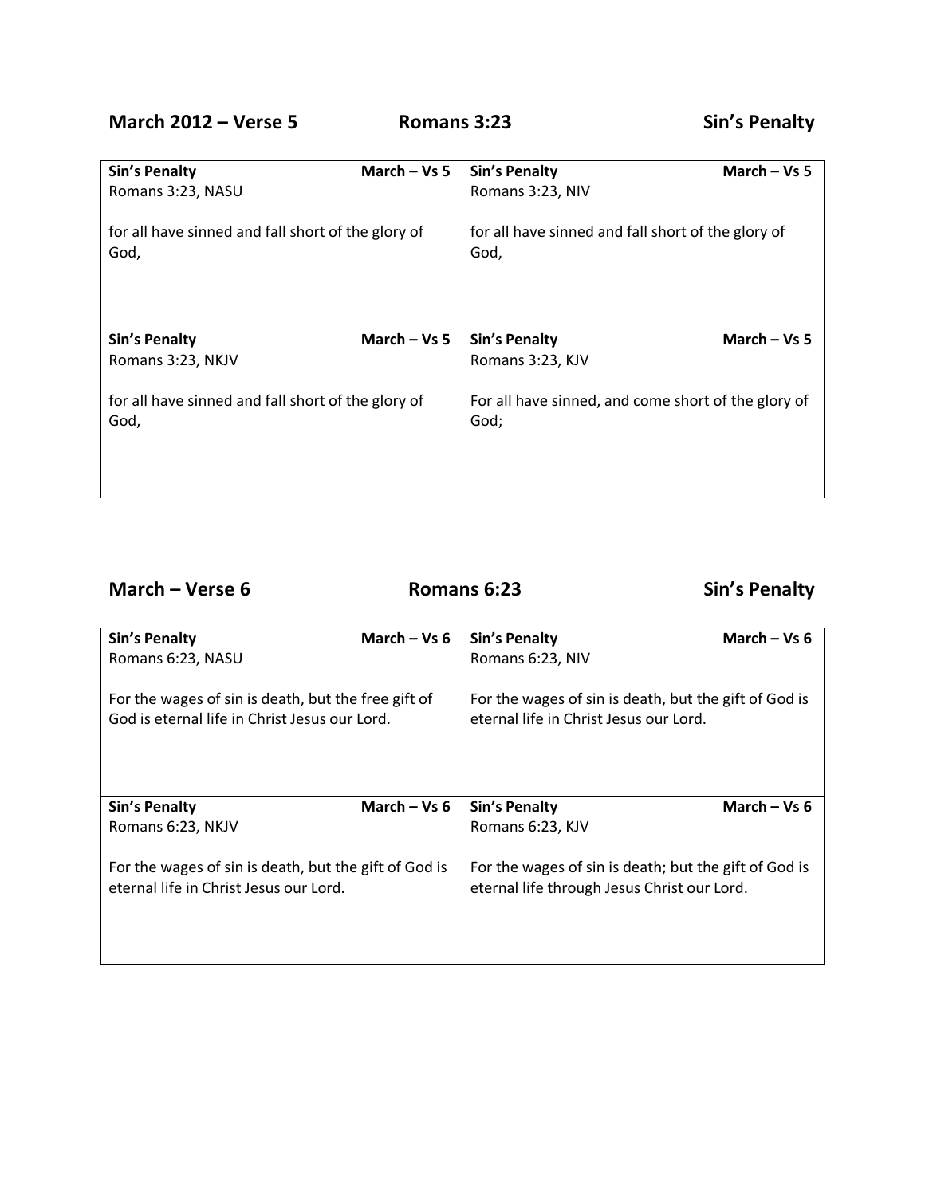**March 2012 – Verse 5** **Romans 3:23** **Sin's Penalty**

| **Sin's Penalty** **March – Vs 5**<br>Romans 3:23, NASU<br><br>for all have sinned and fall short of the glory of God, | **Sin's Penalty** **March – Vs 5**<br>Romans 3:23, NIV<br><br>for all have sinned and fall short of the glory of God, |
|---|---|
| **Sin's Penalty** **March – Vs 5**<br>Romans 3:23, NKJV<br><br>for all have sinned and fall short of the glory of God, | **Sin's Penalty** **March – Vs 5**<br>Romans 3:23, KJV<br><br>For all have sinned, and come short of the glory of God; |

**March – Verse 6** **Romans 6:23** **Sin's Penalty**

| **Sin's Penalty** **March – Vs 6**<br>Romans 6:23, NASU<br><br>For the wages of sin is death, but the free gift of God is eternal life in Christ Jesus our Lord. | **Sin's Penalty** **March – Vs 6**<br>Romans 6:23, NIV<br><br>For the wages of sin is death, but the gift of God is eternal life in Christ Jesus our Lord. |
|---|---|
| **Sin's Penalty** **March – Vs 6**<br>Romans 6:23, NKJV<br><br>For the wages of sin is death, but the gift of God is eternal life in Christ Jesus our Lord. | **Sin's Penalty** **March – Vs 6**<br>Romans 6:23, KJV<br><br>For the wages of sin is death; but the gift of God is eternal life through Jesus Christ our Lord. |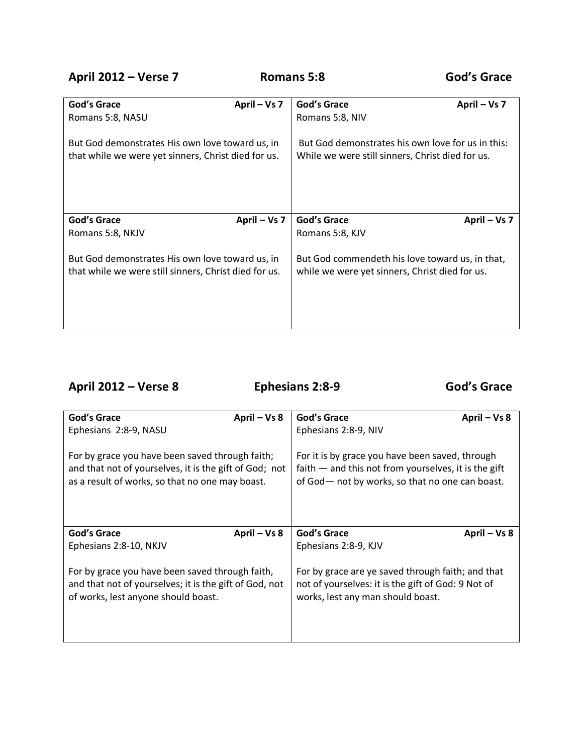## April 2012 – Verse 7 Romans 5:8 God's Grace

| **God's Grace** **April – Vs 7** | **God's Grace** **April – Vs 7** |
|---|---|
| Romans 5:8, NASU<br><br>But God demonstrates His own love toward us, in that while we were yet sinners, Christ died for us. | Romans 5:8, NIV<br><br>But God demonstrates his own love for us in this: While we were still sinners, Christ died for us. |
| **God's Grace** **April – Vs 7** | **God's Grace** **April – Vs 7** |
| Romans 5:8, NKJV<br><br>But God demonstrates His own love toward us, in that while we were still sinners, Christ died for us. | Romans 5:8, KJV<br><br>But God commendeth his love toward us, in that, while we were yet sinners, Christ died for us. |

## April 2012 – Verse 8 Ephesians 2:8-9 God's Grace

| **God's Grace** **April – Vs 8** | **God's Grace** **April – Vs 8** |
|---|---|
| Ephesians 2:8-9, NASU<br><br>For by grace you have been saved through faith; and that not of yourselves, it is the gift of God; not as a result of works, so that no one may boast. | Ephesians 2:8-9, NIV<br><br>For it is by grace you have been saved, through faith — and this not from yourselves, it is the gift of God— not by works, so that no one can boast. |
| **God's Grace** **April – Vs 8** | **God's Grace** **April – Vs 8** |
| Ephesians 2:8-10, NKJV<br><br>For by grace you have been saved through faith, and that not of yourselves; it is the gift of God, not of works, lest anyone should boast. | Ephesians 2:8-9, KJV<br><br>For by grace are ye saved through faith; and that not of yourselves: it is the gift of God: 9 Not of works, lest any man should boast. |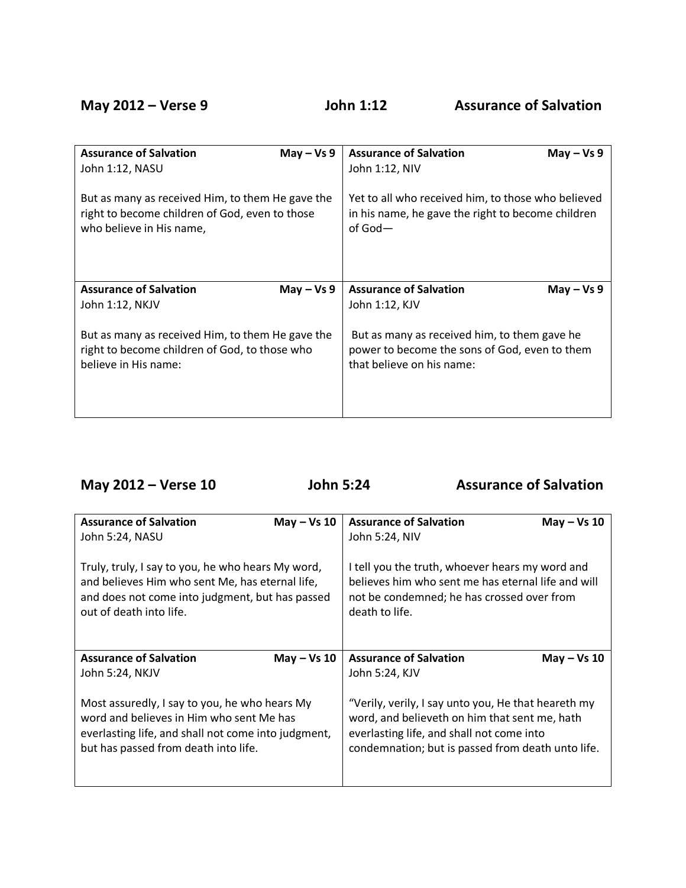**May 2012 – Verse 9** **John 1:12** **Assurance of Salvation**

| **Assurance of Salvation** **May – Vs 9**<br>John 1:12, NASU<br><br>But as many as received Him, to them He gave the right to become children of God, even to those who believe in His name, | **Assurance of Salvation** **May – Vs 9**<br>John 1:12, NIV<br><br>Yet to all who received him, to those who believed in his name, he gave the right to become children of God— |
|---|---|
| **Assurance of Salvation** **May – Vs 9**<br>John 1:12, NKJV<br><br>But as many as received Him, to them He gave the right to become children of God, to those who believe in His name: | **Assurance of Salvation** **May – Vs 9**<br>John 1:12, KJV<br><br>But as many as received him, to them gave he power to become the sons of God, even to them that believe on his name: |

**May 2012 – Verse 10** **John 5:24** **Assurance of Salvation**

| **Assurance of Salvation** **May – Vs 10**<br>John 5:24, NASU<br><br>Truly, truly, I say to you, he who hears My word, and believes Him who sent Me, has eternal life, and does not come into judgment, but has passed out of death into life. | **Assurance of Salvation** **May – Vs 10**<br>John 5:24, NIV<br><br>I tell you the truth, whoever hears my word and believes him who sent me has eternal life and will not be condemned; he has crossed over from death to life. |
|---|---|
| **Assurance of Salvation** **May – Vs 10**<br>John 5:24, NKJV<br><br>Most assuredly, I say to you, he who hears My word and believes in Him who sent Me has everlasting life, and shall not come into judgment, but has passed from death into life. | **Assurance of Salvation** **May – Vs 10**<br>John 5:24, KJV<br><br>"Verily, verily, I say unto you, He that heareth my word, and believeth on him that sent me, hath everlasting life, and shall not come into condemnation; but is passed from death unto life. |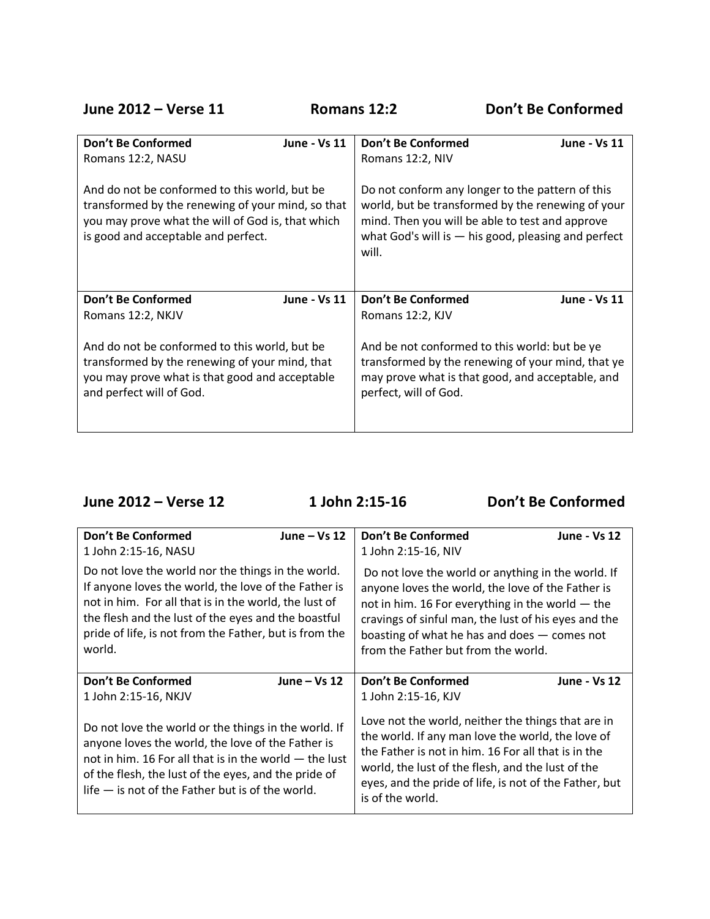## June 2012 – Verse 11 Romans 12:2 Don't Be Conformed

| **Don't Be Conformed** **June - Vs 11**<br>Romans 12:2, NASU<br><br>And do not be conformed to this world, but be transformed by the renewing of your mind, so that you may prove what the will of God is, that which is good and acceptable and perfect. | **Don't Be Conformed** **June - Vs 11**<br>Romans 12:2, NIV<br><br>Do not conform any longer to the pattern of this world, but be transformed by the renewing of your mind. Then you will be able to test and approve what God's will is — his good, pleasing and perfect will. |
|---|---|
| **Don't Be Conformed** **June - Vs 11**<br>Romans 12:2, NKJV<br><br>And do not be conformed to this world, but be transformed by the renewing of your mind, that you may prove what is that good and acceptable and perfect will of God. | **Don't Be Conformed** **June - Vs 11**<br>Romans 12:2, KJV<br><br>And be not conformed to this world: but be ye transformed by the renewing of your mind, that ye may prove what is that good, and acceptable, and perfect, will of God. |

## June 2012 – Verse 12 1 John 2:15-16 Don't Be Conformed

| **Don't Be Conformed** **June – Vs 12**<br>1 John 2:15-16, NASU<br><br>Do not love the world nor the things in the world. If anyone loves the world, the love of the Father is not in him. For all that is in the world, the lust of the flesh and the lust of the eyes and the boastful pride of life, is not from the Father, but is from the world. | **Don't Be Conformed** **June - Vs 12**<br>1 John 2:15-16, NIV<br><br>Do not love the world or anything in the world. If anyone loves the world, the love of the Father is not in him. 16 For everything in the world — the cravings of sinful man, the lust of his eyes and the boasting of what he has and does — comes not from the Father but from the world. |
|---|---|
| **Don't Be Conformed** **June – Vs 12**<br>1 John 2:15-16, NKJV<br><br>Do not love the world or the things in the world. If anyone loves the world, the love of the Father is not in him. 16 For all that is in the world — the lust of the flesh, the lust of the eyes, and the pride of life — is not of the Father but is of the world. | **Don't Be Conformed** **June - Vs 12**<br>1 John 2:15-16, KJV<br><br>Love not the world, neither the things that are in the world. If any man love the world, the love of the Father is not in him. 16 For all that is in the world, the lust of the flesh, and the lust of the eyes, and the pride of life, is not of the Father, but is of the world. |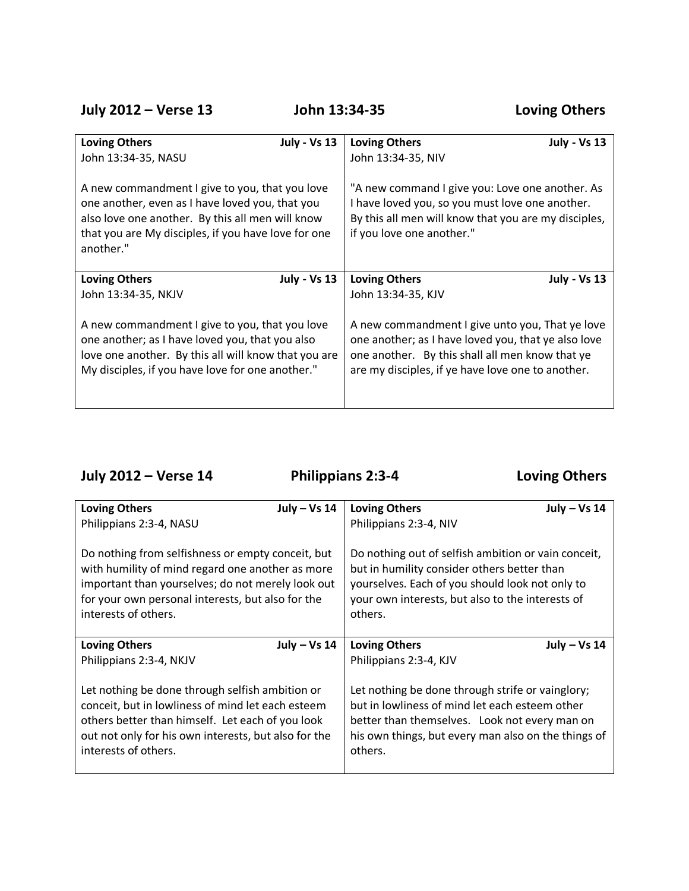**July 2012 – Verse 13** **John 13:34-35** **Loving Others**

| **Loving Others** July - Vs 13<br>John 13:34-35, NASU<br><br>A new commandment I give to you, that you love one another, even as I have loved you, that you also love one another. By this all men will know that you are My disciples, if you have love for one another." | **Loving Others** July - Vs 13<br>John 13:34-35, NIV<br><br>"A new command I give you: Love one another. As I have loved you, so you must love one another. By this all men will know that you are my disciples, if you love one another." |
|---|---|
| **Loving Others** July - Vs 13<br>John 13:34-35, NKJV<br><br>A new commandment I give to you, that you love one another; as I have loved you, that you also love one another. By this all will know that you are My disciples, if you have love for one another." | **Loving Others** July - Vs 13<br>John 13:34-35, KJV<br><br>A new commandment I give unto you, That ye love one another; as I have loved you, that ye also love one another. By this shall all men know that ye are my disciples, if ye have love one to another. |

**July 2012 – Verse 14** **Philippians 2:3-4** **Loving Others**

| **Loving Others** July – Vs 14<br>Philippians 2:3-4, NASU<br><br>Do nothing from selfishness or empty conceit, but with humility of mind regard one another as more important than yourselves; do not merely look out for your own personal interests, but also for the interests of others. | **Loving Others** July – Vs 14<br>Philippians 2:3-4, NIV<br><br>Do nothing out of selfish ambition or vain conceit, but in humility consider others better than yourselves. Each of you should look not only to your own interests, but also to the interests of others. |
|---|---|
| **Loving Others** July – Vs 14<br>Philippians 2:3-4, NKJV<br><br>Let nothing be done through selfish ambition or conceit, but in lowliness of mind let each esteem others better than himself. Let each of you look out not only for his own interests, but also for the interests of others. | **Loving Others** July – Vs 14<br>Philippians 2:3-4, KJV<br><br>Let nothing be done through strife or vainglory; but in lowliness of mind let each esteem other better than themselves. Look not every man on his own things, but every man also on the things of others. |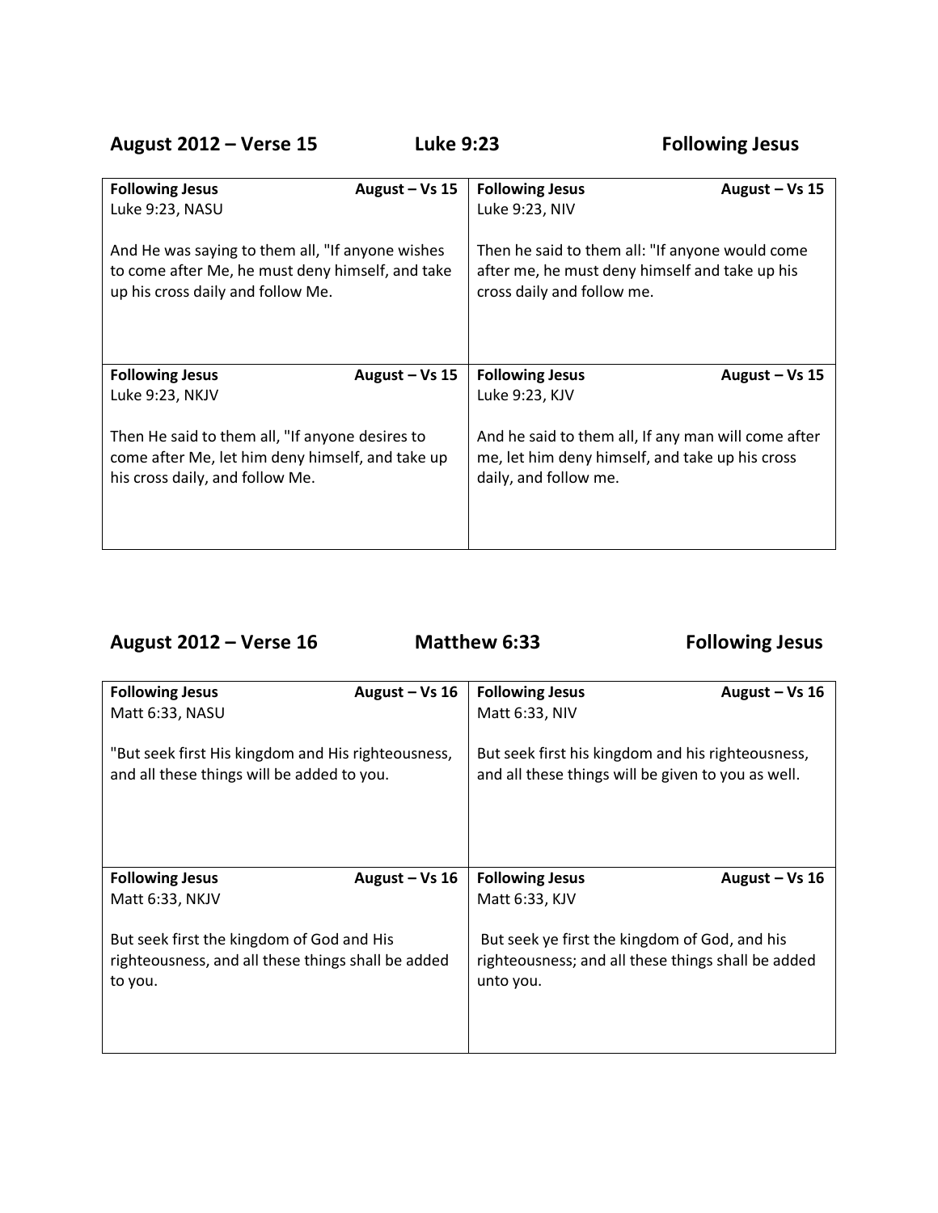## August 2012 – Verse 15 Luke 9:23 Following Jesus

| **Following Jesus** **August – Vs 15**<br>Luke 9:23, NASU<br><br>And He was saying to them all, "If anyone wishes to come after Me, he must deny himself, and take up his cross daily and follow Me. | **Following Jesus** **August – Vs 15**<br>Luke 9:23, NIV<br><br>Then he said to them all: "If anyone would come after me, he must deny himself and take up his cross daily and follow me. |
|---|---|
| **Following Jesus** **August – Vs 15**<br>Luke 9:23, NKJV<br><br>Then He said to them all, "If anyone desires to come after Me, let him deny himself, and take up his cross daily, and follow Me. | **Following Jesus** **August – Vs 15**<br>Luke 9:23, KJV<br><br>And he said to them all, If any man will come after me, let him deny himself, and take up his cross daily, and follow me. |

## August 2012 – Verse 16 Matthew 6:33 Following Jesus

| **Following Jesus** **August – Vs 16**<br>Matt 6:33, NASU<br><br>"But seek first His kingdom and His righteousness, and all these things will be added to you. | **Following Jesus** **August – Vs 16**<br>Matt 6:33, NIV<br><br>But seek first his kingdom and his righteousness, and all these things will be given to you as well. |
|---|---|
| **Following Jesus** **August – Vs 16**<br>Matt 6:33, NKJV<br><br>But seek first the kingdom of God and His righteousness, and all these things shall be added to you. | **Following Jesus** **August – Vs 16**<br>Matt 6:33, KJV<br><br>But seek ye first the kingdom of God, and his righteousness; and all these things shall be added unto you. |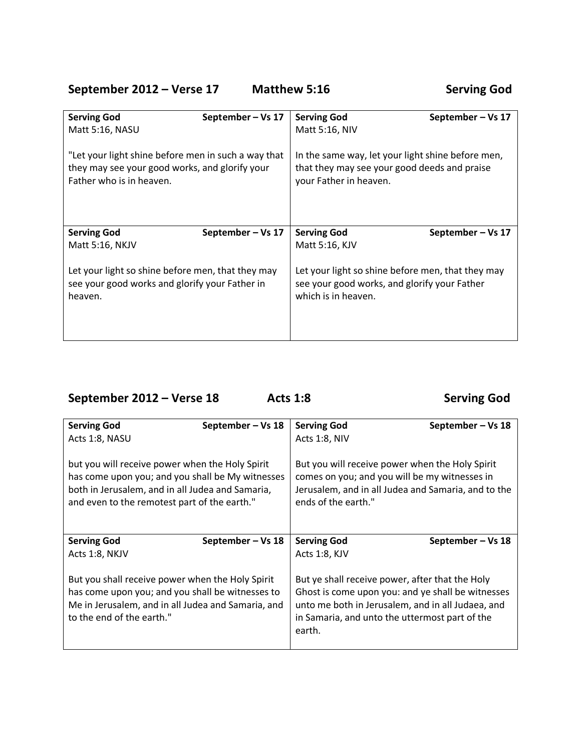## September 2012 – Verse 17 Matthew 5:16 Serving God

| **Serving God** September – Vs 17<br>Matt 5:16, NASU<br><br>"Let your light shine before men in such a way that they may see your good works, and glorify your Father who is in heaven. | **Serving God** September – Vs 17<br>Matt 5:16, NIV<br><br>In the same way, let your light shine before men, that they may see your good deeds and praise your Father in heaven. |
|---|---|
| **Serving God** September – Vs 17<br>Matt 5:16, NKJV<br><br>Let your light so shine before men, that they may see your good works and glorify your Father in heaven. | **Serving God** September – Vs 17<br>Matt 5:16, KJV<br><br>Let your light so shine before men, that they may see your good works, and glorify your Father which is in heaven. |

## September 2012 – Verse 18 Acts 1:8 Serving God

| **Serving God** September – Vs 18<br>Acts 1:8, NASU<br><br>but you will receive power when the Holy Spirit has come upon you; and you shall be My witnesses both in Jerusalem, and in all Judea and Samaria, and even to the remotest part of the earth." | **Serving God** September – Vs 18<br>Acts 1:8, NIV<br><br>But you will receive power when the Holy Spirit comes on you; and you will be my witnesses in Jerusalem, and in all Judea and Samaria, and to the ends of the earth." |
|---|---|
| **Serving God** September – Vs 18<br>Acts 1:8, NKJV<br><br>But you shall receive power when the Holy Spirit has come upon you; and you shall be witnesses to Me in Jerusalem, and in all Judea and Samaria, and to the end of the earth." | **Serving God** September – Vs 18<br>Acts 1:8, KJV<br><br>But ye shall receive power, after that the Holy Ghost is come upon you: and ye shall be witnesses unto me both in Jerusalem, and in all Judaea, and in Samaria, and unto the uttermost part of the earth. |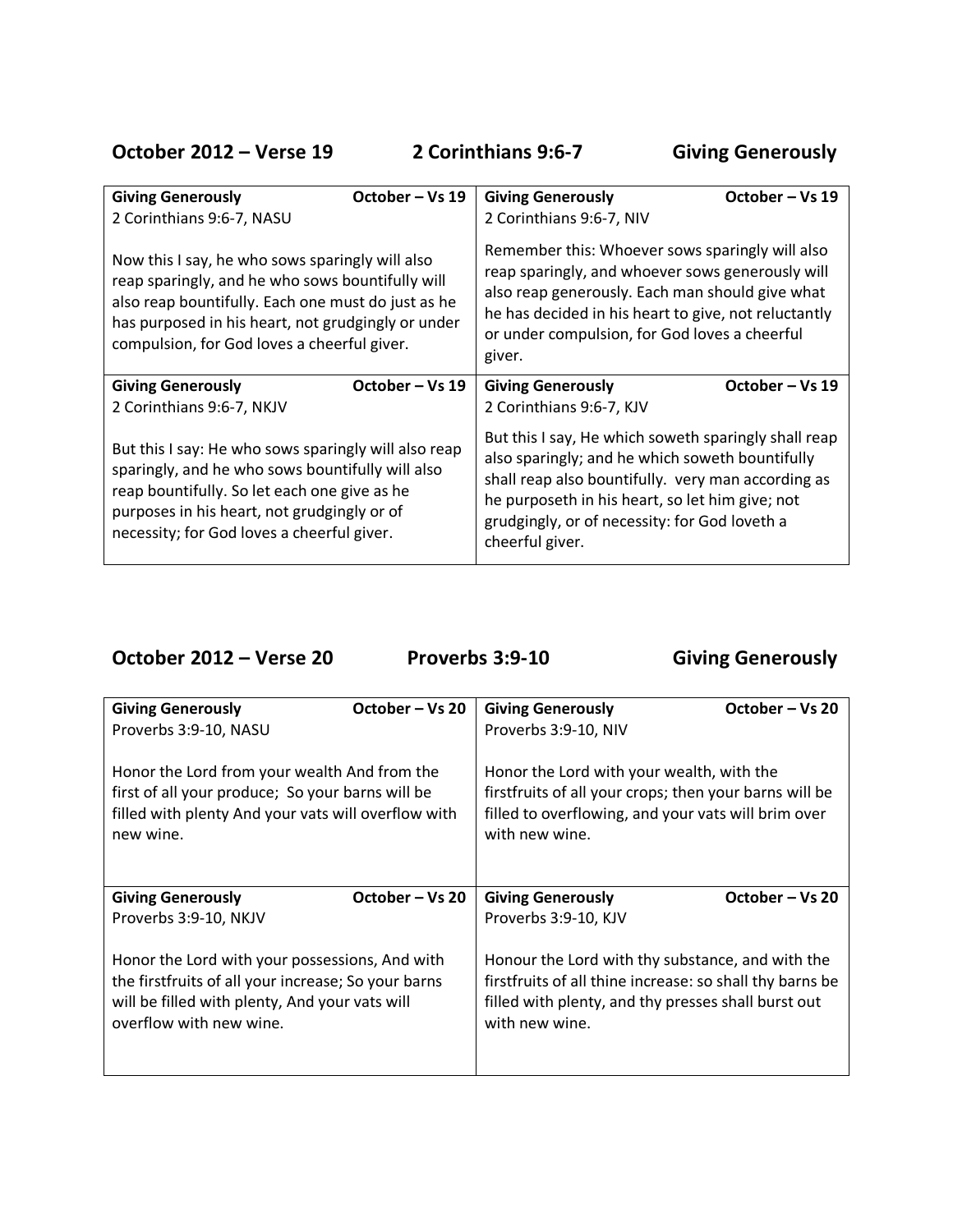## October 2012 – Verse 19 2 Corinthians 9:6-7 Giving Generously

| **Giving Generously** **October – Vs 19**<br>2 Corinthians 9:6-7, NASU<br><br>Now this I say, he who sows sparingly will also reap sparingly, and he who sows bountifully will also reap bountifully. Each one must do just as he has purposed in his heart, not grudgingly or under compulsion, for God loves a cheerful giver. | **Giving Generously** **October – Vs 19**<br>2 Corinthians 9:6-7, NIV<br><br>Remember this: Whoever sows sparingly will also reap sparingly, and whoever sows generously will also reap generously. Each man should give what he has decided in his heart to give, not reluctantly or under compulsion, for God loves a cheerful giver. |
|---|---|
| **Giving Generously** **October – Vs 19**<br>2 Corinthians 9:6-7, NKJV<br><br>But this I say: He who sows sparingly will also reap sparingly, and he who sows bountifully will also reap bountifully. So let each one give as he purposes in his heart, not grudgingly or of necessity; for God loves a cheerful giver. | **Giving Generously** **October – Vs 19**<br>2 Corinthians 9:6-7, KJV<br><br>But this I say, He which soweth sparingly shall reap also sparingly; and he which soweth bountifully shall reap also bountifully. very man according as he purposeth in his heart, so let him give; not grudgingly, or of necessity: for God loveth a cheerful giver. |

## October 2012 – Verse 20 Proverbs 3:9-10 Giving Generously

| **Giving Generously** **October – Vs 20**<br>Proverbs 3:9-10, NASU<br><br>Honor the Lord from your wealth And from the first of all your produce; So your barns will be filled with plenty And your vats will overflow with new wine. | **Giving Generously** **October – Vs 20**<br>Proverbs 3:9-10, NIV<br><br>Honor the Lord with your wealth, with the firstfruits of all your crops; then your barns will be filled to overflowing, and your vats will brim over with new wine. |
|---|---|
| **Giving Generously** **October – Vs 20**<br>Proverbs 3:9-10, NKJV<br><br>Honor the Lord with your possessions, And with the firstfruits of all your increase; So your barns will be filled with plenty, And your vats will overflow with new wine. | **Giving Generously** **October – Vs 20**<br>Proverbs 3:9-10, KJV<br><br>Honour the Lord with thy substance, and with the firstfruits of all thine increase: so shall thy barns be filled with plenty, and thy presses shall burst out with new wine. |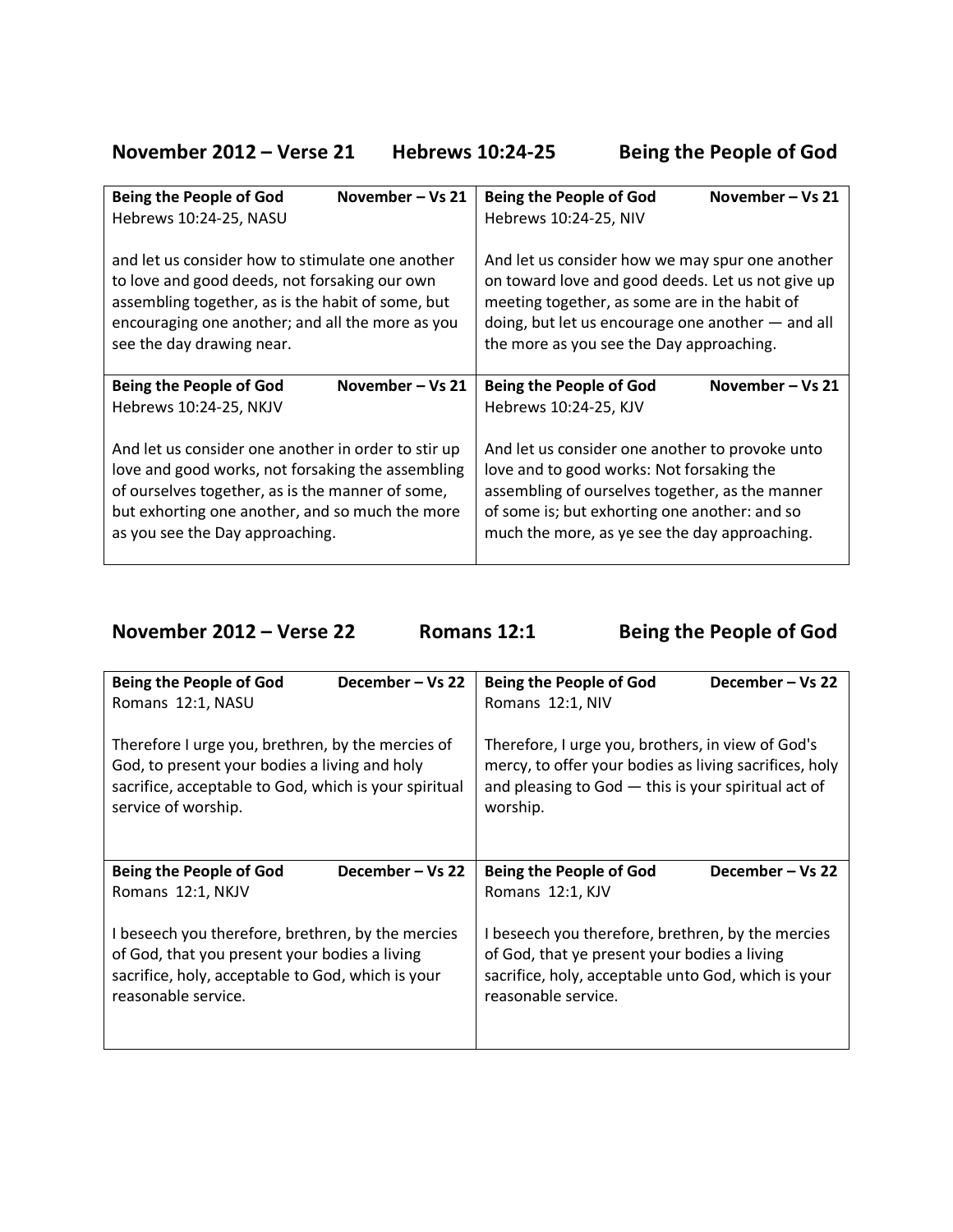## November 2012 – Verse 21 Hebrews 10:24-25 Being the People of God

| **Being the People of God** **November – Vs 21**<br>Hebrews 10:24-25, NASU<br><br>and let us consider how to stimulate one another to love and good deeds, not forsaking our own assembling together, as is the habit of some, but encouraging one another; and all the more as you see the day drawing near. | **Being the People of God** **November – Vs 21**<br>Hebrews 10:24-25, NIV<br><br>And let us consider how we may spur one another on toward love and good deeds. Let us not give up meeting together, as some are in the habit of doing, but let us encourage one another — and all the more as you see the Day approaching. |
|---|---|
| **Being the People of God** **November – Vs 21**<br>Hebrews 10:24-25, NKJV<br><br>And let us consider one another in order to stir up love and good works, not forsaking the assembling of ourselves together, as is the manner of some, but exhorting one another, and so much the more as you see the Day approaching. | **Being the People of God** **November – Vs 21**<br>Hebrews 10:24-25, KJV<br><br>And let us consider one another to provoke unto love and to good works: Not forsaking the assembling of ourselves together, as the manner of some is; but exhorting one another: and so much the more, as ye see the day approaching. |

## November 2012 – Verse 22 Romans 12:1 Being the People of God

| **Being the People of God** **December – Vs 22**<br>Romans 12:1, NASU<br><br>Therefore I urge you, brethren, by the mercies of God, to present your bodies a living and holy sacrifice, acceptable to God, which is your spiritual service of worship. | **Being the People of God** **December – Vs 22**<br>Romans 12:1, NIV<br><br>Therefore, I urge you, brothers, in view of God's mercy, to offer your bodies as living sacrifices, holy and pleasing to God — this is your spiritual act of worship. |
|---|---|
| **Being the People of God** **December – Vs 22**<br>Romans 12:1, NKJV<br><br>I beseech you therefore, brethren, by the mercies of God, that you present your bodies a living sacrifice, holy, acceptable to God, which is your reasonable service. | **Being the People of God** **December – Vs 22**<br>Romans 12:1, KJV<br><br>I beseech you therefore, brethren, by the mercies of God, that ye present your bodies a living sacrifice, holy, acceptable unto God, which is your reasonable service. |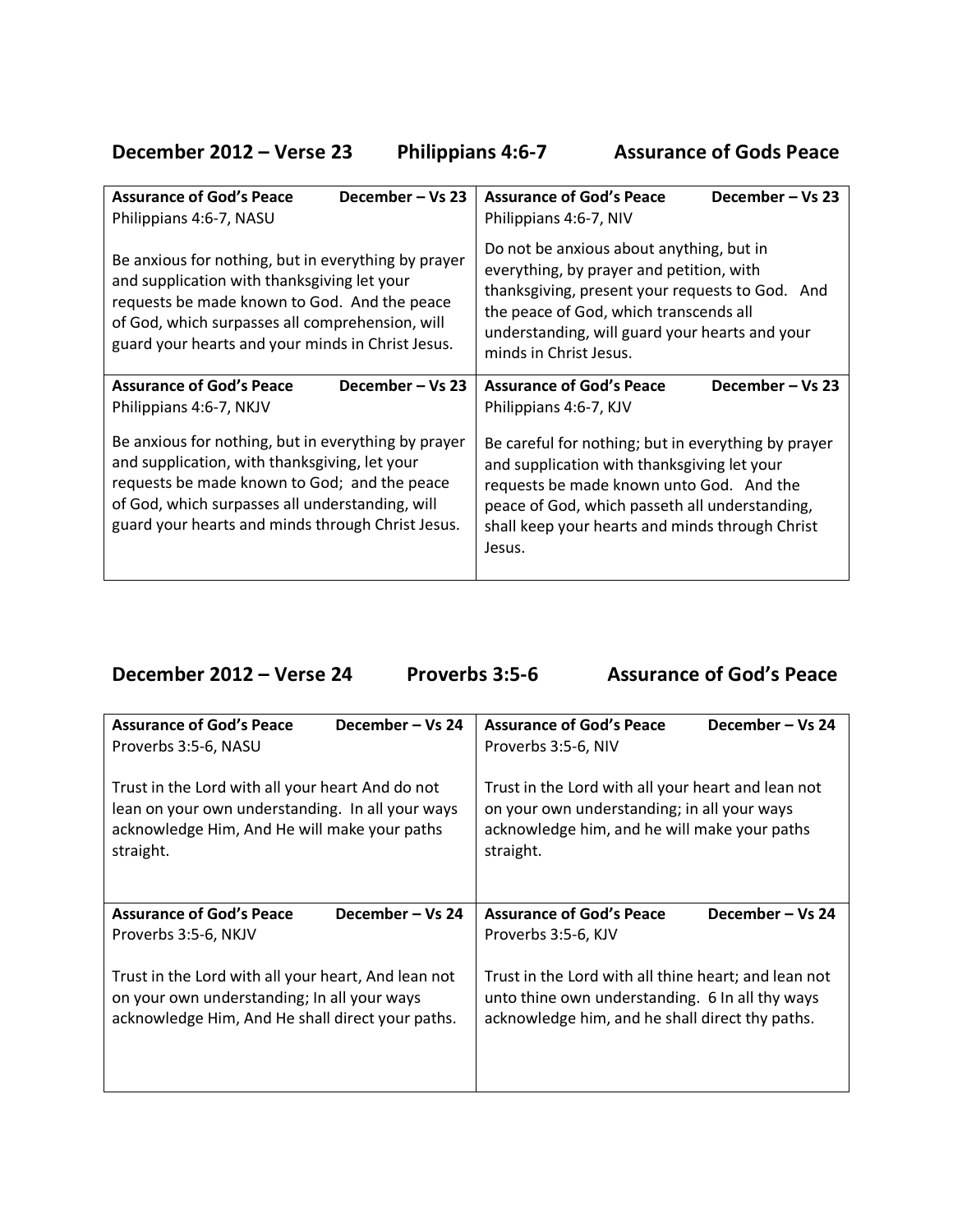## December 2012 – Verse 23 Philippians 4:6-7 Assurance of Gods Peace

| | |
|---|---|
| **Assurance of God's Peace** **December – Vs 23**<br>Philippians 4:6-7, NASU<br><br>Be anxious for nothing, but in everything by prayer and supplication with thanksgiving let your requests be made known to God. And the peace of God, which surpasses all comprehension, will guard your hearts and your minds in Christ Jesus. | **Assurance of God's Peace** **December – Vs 23**<br>Philippians 4:6-7, NIV<br><br>Do not be anxious about anything, but in everything, by prayer and petition, with thanksgiving, present your requests to God. And the peace of God, which transcends all understanding, will guard your hearts and your minds in Christ Jesus. |
| **Assurance of God's Peace** **December – Vs 23**<br>Philippians 4:6-7, NKJV<br><br>Be anxious for nothing, but in everything by prayer and supplication, with thanksgiving, let your requests be made known to God; and the peace of God, which surpasses all understanding, will guard your hearts and minds through Christ Jesus. | **Assurance of God's Peace** **December – Vs 23**<br>Philippians 4:6-7, KJV<br><br>Be careful for nothing; but in everything by prayer and supplication with thanksgiving let your requests be made known unto God. And the peace of God, which passeth all understanding, shall keep your hearts and minds through Christ Jesus. |

## December 2012 – Verse 24 Proverbs 3:5-6 Assurance of God's Peace

| | |
|---|---|
| **Assurance of God's Peace** **December – Vs 24**<br>Proverbs 3:5-6, NASU<br><br>Trust in the Lord with all your heart And do not lean on your own understanding. In all your ways acknowledge Him, And He will make your paths straight. | **Assurance of God's Peace** **December – Vs 24**<br>Proverbs 3:5-6, NIV<br><br>Trust in the Lord with all your heart and lean not on your own understanding; in all your ways acknowledge him, and he will make your paths straight. |
| **Assurance of God's Peace** **December – Vs 24**<br>Proverbs 3:5-6, NKJV<br><br>Trust in the Lord with all your heart, And lean not on your own understanding; In all your ways acknowledge Him, And He shall direct your paths. | **Assurance of God's Peace** **December – Vs 24**<br>Proverbs 3:5-6, KJV<br><br>Trust in the Lord with all thine heart; and lean not unto thine own understanding. 6 In all thy ways acknowledge him, and he shall direct thy paths. |